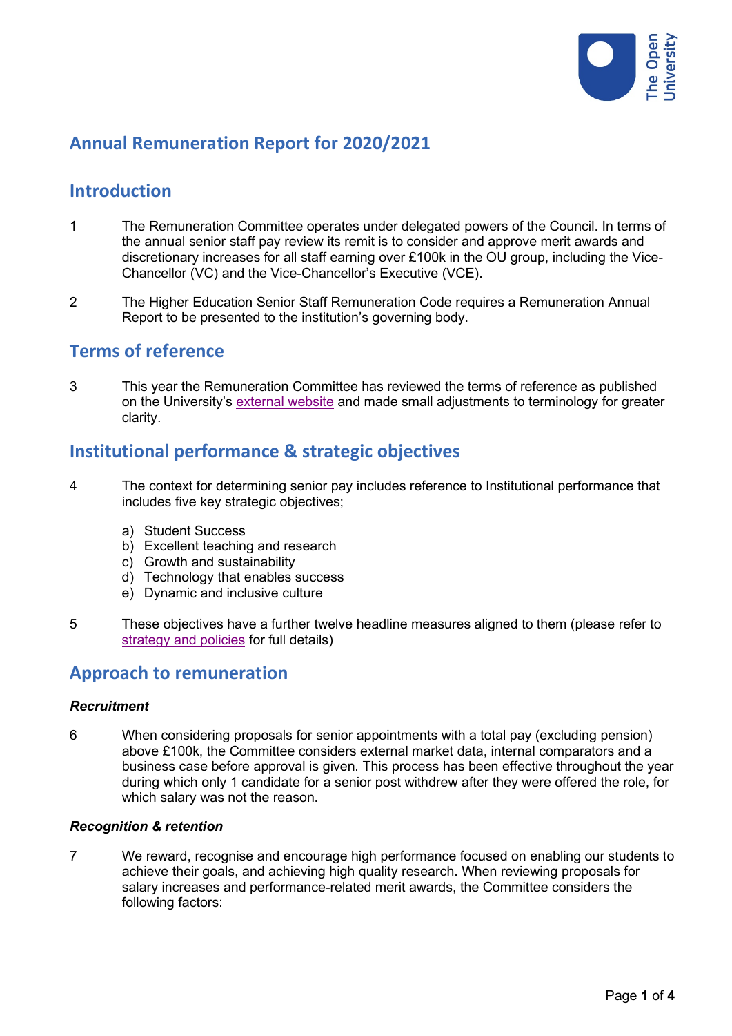# Annual Remuneration Report for 2020/2021

## Introduction

1 The Remuneration Committee operates under delegated powers of the Council. In terms of the annual senior staff pay review its remit is to consider and approve merit awards and discretionary increases for all staff earning over £100k in the OU group, including the Vice-Chancellor (VC) and the Vice-Chancellor's Executive (VCE).

2 The Higher Education Senior Staff Remuneration Code requires a Remuneration Annual Report to be presented to the institution's governing body.

## Terms of reference

3 This year the Remuneration Committee has reviewed the terms of reference as published on the University's external website and made small adjustments to terminology for greater clarity.

## Institutional performance & strategic objectives

4 The context for determining senior pay includes reference to Institutional performance that includes five key strategic objectives;

a) Student Success
b) Excellent teaching and research
c) Growth and sustainability
d) Technology that enables success
e) Dynamic and inclusive culture

5 These objectives have a further twelve headline measures aligned to them (please refer to strategy and policies for full details)

## Approach to remuneration

### *Recruitment*

6 When considering proposals for senior appointments with a total pay (excluding pension) above £100k, the Committee considers external market data, internal comparators and a business case before approval is given. This process has been effective throughout the year during which only 1 candidate for a senior post withdrew after they were offered the role, for which salary was not the reason.

### *Recognition & retention*

7 We reward, recognise and encourage high performance focused on enabling our students to achieve their goals, and achieving high quality research. When reviewing proposals for salary increases and performance-related merit awards, the Committee considers the following factors: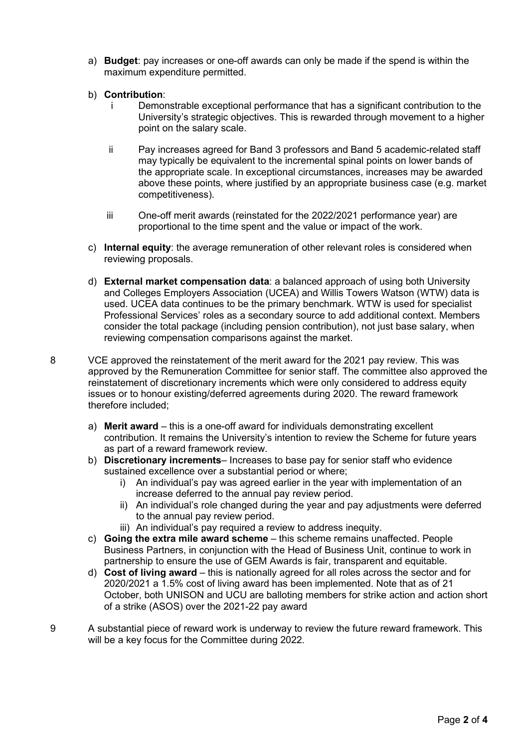a) **Budget**: pay increases or one-off awards can only be made if the spend is within the maximum expenditure permitted.

b) **Contribution**:

   i Demonstrable exceptional performance that has a significant contribution to the University's strategic objectives. This is rewarded through movement to a higher point on the salary scale.

   ii Pay increases agreed for Band 3 professors and Band 5 academic-related staff may typically be equivalent to the incremental spinal points on lower bands of the appropriate scale. In exceptional circumstances, increases may be awarded above these points, where justified by an appropriate business case (e.g. market competitiveness).

   iii One-off merit awards (reinstated for the 2022/2021 performance year) are proportional to the time spent and the value or impact of the work.

c) **Internal equity**: the average remuneration of other relevant roles is considered when reviewing proposals.

d) **External market compensation data**: a balanced approach of using both University and Colleges Employers Association (UCEA) and Willis Towers Watson (WTW) data is used. UCEA data continues to be the primary benchmark. WTW is used for specialist Professional Services' roles as a secondary source to add additional context. Members consider the total package (including pension contribution), not just base salary, when reviewing compensation comparisons against the market.

8 VCE approved the reinstatement of the merit award for the 2021 pay review. This was approved by the Remuneration Committee for senior staff. The committee also approved the reinstatement of discretionary increments which were only considered to address equity issues or to honour existing/deferred agreements during 2020. The reward framework therefore included;

a) **Merit award** – this is a one-off award for individuals demonstrating excellent contribution. It remains the University's intention to review the Scheme for future years as part of a reward framework review.

b) **Discretionary increments**– Increases to base pay for senior staff who evidence sustained excellence over a substantial period or where;
   i) An individual's pay was agreed earlier in the year with implementation of an increase deferred to the annual pay review period.
   ii) An individual's role changed during the year and pay adjustments were deferred to the annual pay review period.
   iii) An individual's pay required a review to address inequity.

c) **Going the extra mile award scheme** – this scheme remains unaffected. People Business Partners, in conjunction with the Head of Business Unit, continue to work in partnership to ensure the use of GEM Awards is fair, transparent and equitable.

d) **Cost of living award** – this is nationally agreed for all roles across the sector and for 2020/2021 a 1.5% cost of living award has been implemented. Note that as of 21 October, both UNISON and UCU are balloting members for strike action and action short of a strike (ASOS) over the 2021-22 pay award

9 A substantial piece of reward work is underway to review the future reward framework. This will be a key focus for the Committee during 2022.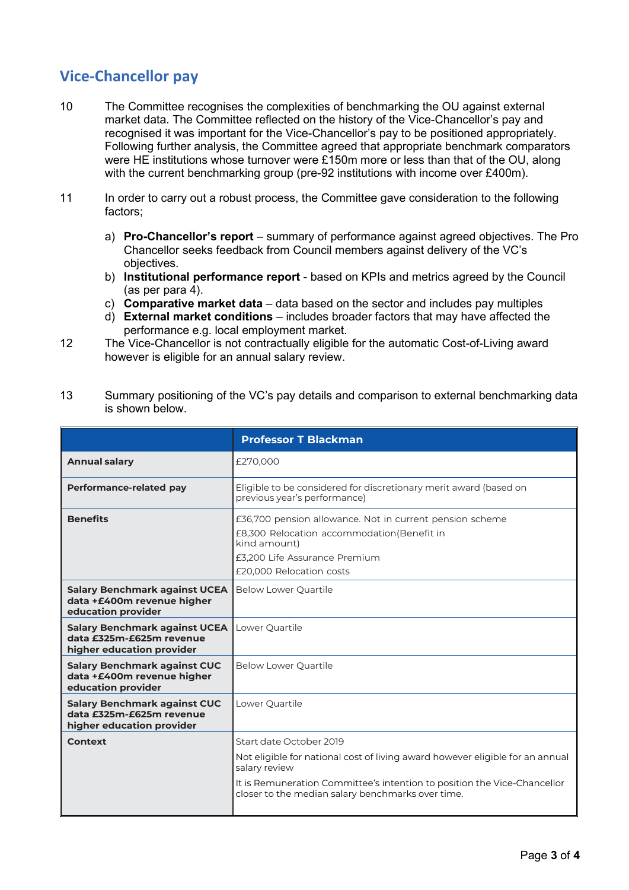## Vice-Chancellor pay

10 The Committee recognises the complexities of benchmarking the OU against external market data. The Committee reflected on the history of the Vice-Chancellor's pay and recognised it was important for the Vice-Chancellor's pay to be positioned appropriately. Following further analysis, the Committee agreed that appropriate benchmark comparators were HE institutions whose turnover were £150m more or less than that of the OU, along with the current benchmarking group (pre-92 institutions with income over £400m).

11 In order to carry out a robust process, the Committee gave consideration to the following factors;

a) **Pro-Chancellor's report** – summary of performance against agreed objectives. The Pro Chancellor seeks feedback from Council members against delivery of the VC's objectives.
b) **Institutional performance report** - based on KPIs and metrics agreed by the Council (as per para 4).
c) **Comparative market data** – data based on the sector and includes pay multiples
d) **External market conditions** – includes broader factors that may have affected the performance e.g. local employment market.

12 The Vice-Chancellor is not contractually eligible for the automatic Cost-of-Living award however is eligible for an annual salary review.

13 Summary positioning of the VC's pay details and comparison to external benchmarking data is shown below.

| | **Professor T Blackman** |
|---|---|
| **Annual salary** | £270,000 |
| **Performance-related pay** | Eligible to be considered for discretionary merit award (based on previous year's performance) |
| **Benefits** | £36,700 pension allowance. Not in current pension scheme<br>£8,300 Relocation accommodation(Benefit in kind amount)<br>£3,200 Life Assurance Premium<br>£20,000 Relocation costs |
| **Salary Benchmark against UCEA data +£400m revenue higher education provider** | Below Lower Quartile |
| **Salary Benchmark against UCEA data £325m-£625m revenue higher education provider** | Lower Quartile |
| **Salary Benchmark against CUC data +£400m revenue higher education provider** | Below Lower Quartile |
| **Salary Benchmark against CUC data £325m-£625m revenue higher education provider** | Lower Quartile |
| **Context** | Start date October 2019<br>Not eligible for national cost of living award however eligible for an annual salary review<br>It is Remuneration Committee's intention to position the Vice-Chancellor closer to the median salary benchmarks over time. |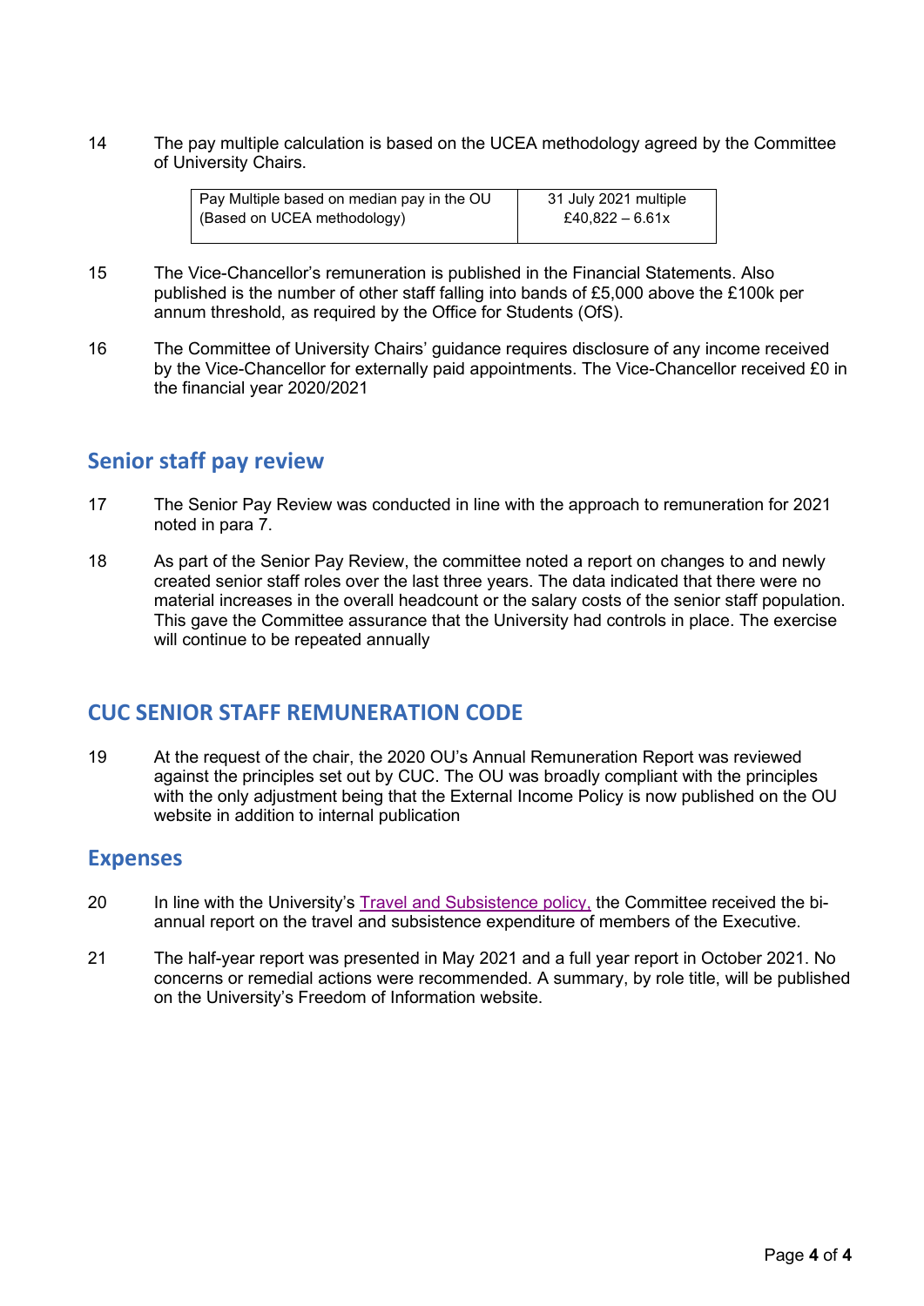14 The pay multiple calculation is based on the UCEA methodology agreed by the Committee of University Chairs.

| | |
|---|---|
| Pay Multiple based on median pay in the OU (Based on UCEA methodology) | 31 July 2021 multiple £40,822 – 6.61x |

15 The Vice-Chancellor's remuneration is published in the Financial Statements. Also published is the number of other staff falling into bands of £5,000 above the £100k per annum threshold, as required by the Office for Students (OfS).

16 The Committee of University Chairs' guidance requires disclosure of any income received by the Vice-Chancellor for externally paid appointments. The Vice-Chancellor received £0 in the financial year 2020/2021

## Senior staff pay review

17 The Senior Pay Review was conducted in line with the approach to remuneration for 2021 noted in para 7.

18 As part of the Senior Pay Review, the committee noted a report on changes to and newly created senior staff roles over the last three years. The data indicated that there were no material increases in the overall headcount or the salary costs of the senior staff population. This gave the Committee assurance that the University had controls in place. The exercise will continue to be repeated annually

## CUC SENIOR STAFF REMUNERATION CODE

19 At the request of the chair, the 2020 OU's Annual Remuneration Report was reviewed against the principles set out by CUC. The OU was broadly compliant with the principles with the only adjustment being that the External Income Policy is now published on the OU website in addition to internal publication

## Expenses

20 In line with the University's Travel and Subsistence policy, the Committee received the bi-annual report on the travel and subsistence expenditure of members of the Executive.

21 The half-year report was presented in May 2021 and a full year report in October 2021. No concerns or remedial actions were recommended. A summary, by role title, will be published on the University's Freedom of Information website.